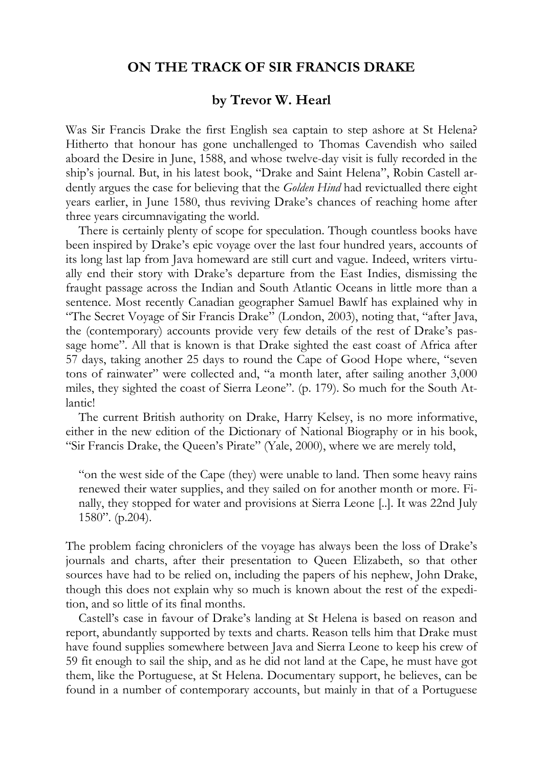# ON THE TRACK OF SIR FRANCIS DRAKE

## by Trevor W. Hearl

Was Sir Francis Drake the first English sea captain to step ashore at St Helena? Hitherto that honour has gone unchallenged to Thomas Cavendish who sailed aboard the Desire in June, 1588, and whose twelve-day visit is fully recorded in the ship's journal. But, in his latest book, "Drake and Saint Helena", Robin Castell ardently argues the case for believing that the *Golden Hind* had revictualled there eight years earlier, in June 1580, thus reviving Drake's chances of reaching home after three years circumnavigating the world.

There is certainly plenty of scope for speculation. Though countless books have been inspired by Drake's epic voyage over the last four hundred years, accounts of its long last lap from Java homeward are still curt and vague. Indeed, writers virtually end their story with Drake's departure from the East Indies, dismissing the fraught passage across the Indian and South Atlantic Oceans in little more than a sentence. Most recently Canadian geographer Samuel Bawlf has explained why in "The Secret Voyage of Sir Francis Drake" (London, 2003), noting that, "after Java, the (contemporary) accounts provide very few details of the rest of Drake's passage home". All that is known is that Drake sighted the east coast of Africa after 57 days, taking another 25 days to round the Cape of Good Hope where, "seven tons of rainwater" were collected and, "a month later, after sailing another 3,000 miles, they sighted the coast of Sierra Leone". (p. 179). So much for the South Atlantic!

The current British authority on Drake, Harry Kelsey, is no more informative, either in the new edition of the Dictionary of National Biography or in his book, "Sir Francis Drake, the Queen's Pirate" (Yale, 2000), where we are merely told,

> "on the west side of the Cape (they) were unable to land. Then some heavy rains renewed their water supplies, and they sailed on for another month or more. Finally, they stopped for water and provisions at Sierra Leone [..]. It was 22nd July 1580". (p.204).

The problem facing chroniclers of the voyage has always been the loss of Drake's journals and charts, after their presentation to Queen Elizabeth, so that other sources have had to be relied on, including the papers of his nephew, John Drake, though this does not explain why so much is known about the rest of the expedition, and so little of its final months.

Castell's case in favour of Drake's landing at St Helena is based on reason and report, abundantly supported by texts and charts. Reason tells him that Drake must have found supplies somewhere between Java and Sierra Leone to keep his crew of 59 fit enough to sail the ship, and as he did not land at the Cape, he must have got them, like the Portuguese, at St Helena. Documentary support, he believes, can be found in a number of contemporary accounts, but mainly in that of a Portuguese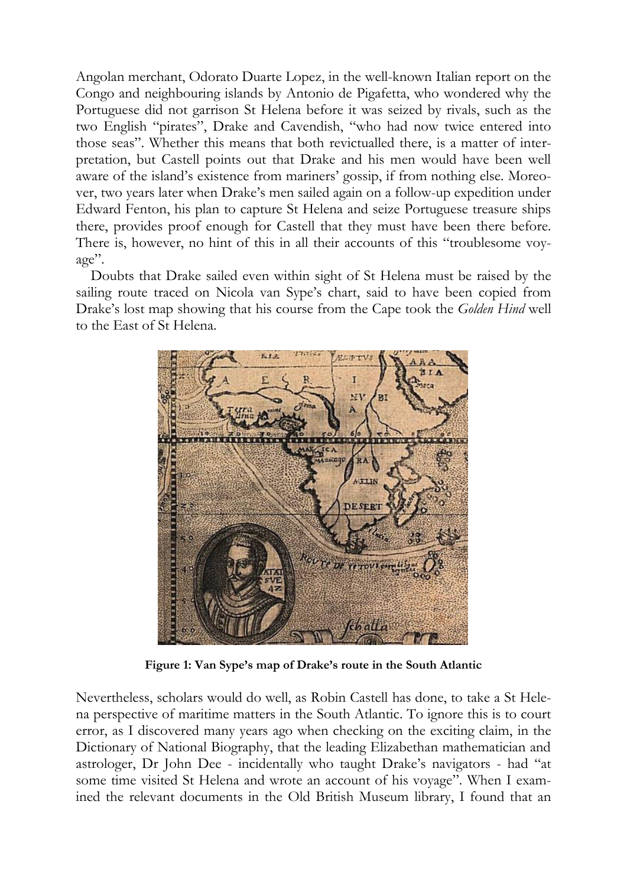Angolan merchant, Odorato Duarte Lopez, in the well-known Italian report on the Congo and neighbouring islands by Antonio de Pigafetta, who wondered why the Portuguese did not garrison St Helena before it was seized by rivals, such as the two English "pirates", Drake and Cavendish, "who had now twice entered into those seas". Whether this means that both revictualled there, is a matter of interpretation, but Castell points out that Drake and his men would have been well aware of the island's existence from mariners' gossip, if from nothing else. Moreover, two years later when Drake's men sailed again on a follow-up expedition under Edward Fenton, his plan to capture St Helena and seize Portuguese treasure ships there, provides proof enough for Castell that they must have been there before. There is, however, no hint of this in all their accounts of this "troublesome voyage".

Doubts that Drake sailed even within sight of St Helena must be raised by the sailing route traced on Nicola van Sype's chart, said to have been copied from Drake's lost map showing that his course from the Cape took the *Golden Hind* well to the East of St Helena.

**Figure 1: Van Sype's map of Drake's route in the South Atlantic**

Nevertheless, scholars would do well, as Robin Castell has done, to take a St Helena perspective of maritime matters in the South Atlantic. To ignore this is to court error, as I discovered many years ago when checking on the exciting claim, in the Dictionary of National Biography, that the leading Elizabethan mathematician and astrologer, Dr John Dee - incidentally who taught Drake's navigators - had "at some time visited St Helena and wrote an account of his voyage". When I examined the relevant documents in the Old British Museum library, I found that an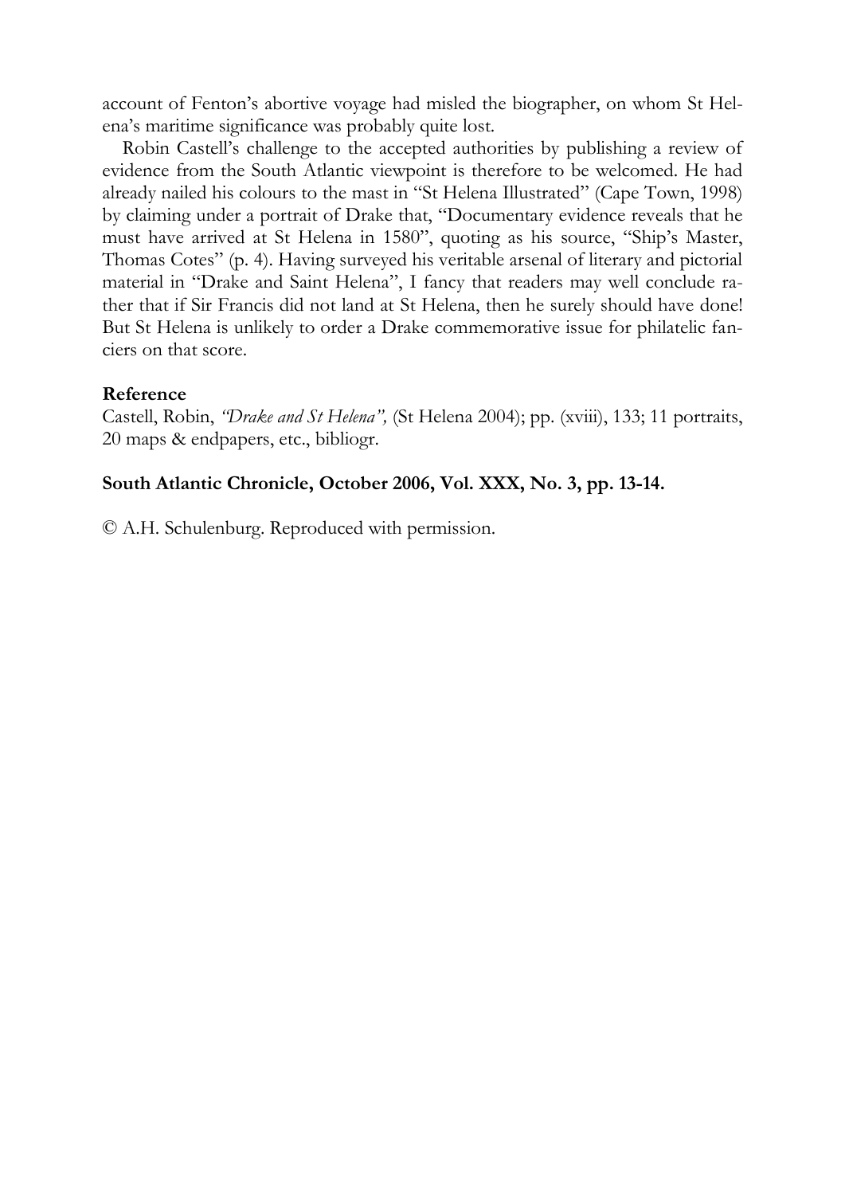account of Fenton's abortive voyage had misled the biographer, on whom St Helena's maritime significance was probably quite lost.

Robin Castell's challenge to the accepted authorities by publishing a review of evidence from the South Atlantic viewpoint is therefore to be welcomed. He had already nailed his colours to the mast in "St Helena Illustrated" (Cape Town, 1998) by claiming under a portrait of Drake that, "Documentary evidence reveals that he must have arrived at St Helena in 1580", quoting as his source, "Ship's Master, Thomas Cotes" (p. 4). Having surveyed his veritable arsenal of literary and pictorial material in "Drake and Saint Helena", I fancy that readers may well conclude rather that if Sir Francis did not land at St Helena, then he surely should have done! But St Helena is unlikely to order a Drake commemorative issue for philatelic fanciers on that score.

**Reference**

Castell, Robin, *"Drake and St Helena",* (St Helena 2004); pp. (xviii), 133; 11 portraits, 20 maps & endpapers, etc., bibliogr.

**South Atlantic Chronicle, October 2006, Vol. XXX, No. 3, pp. 13-14.**

© A.H. Schulenburg. Reproduced with permission.